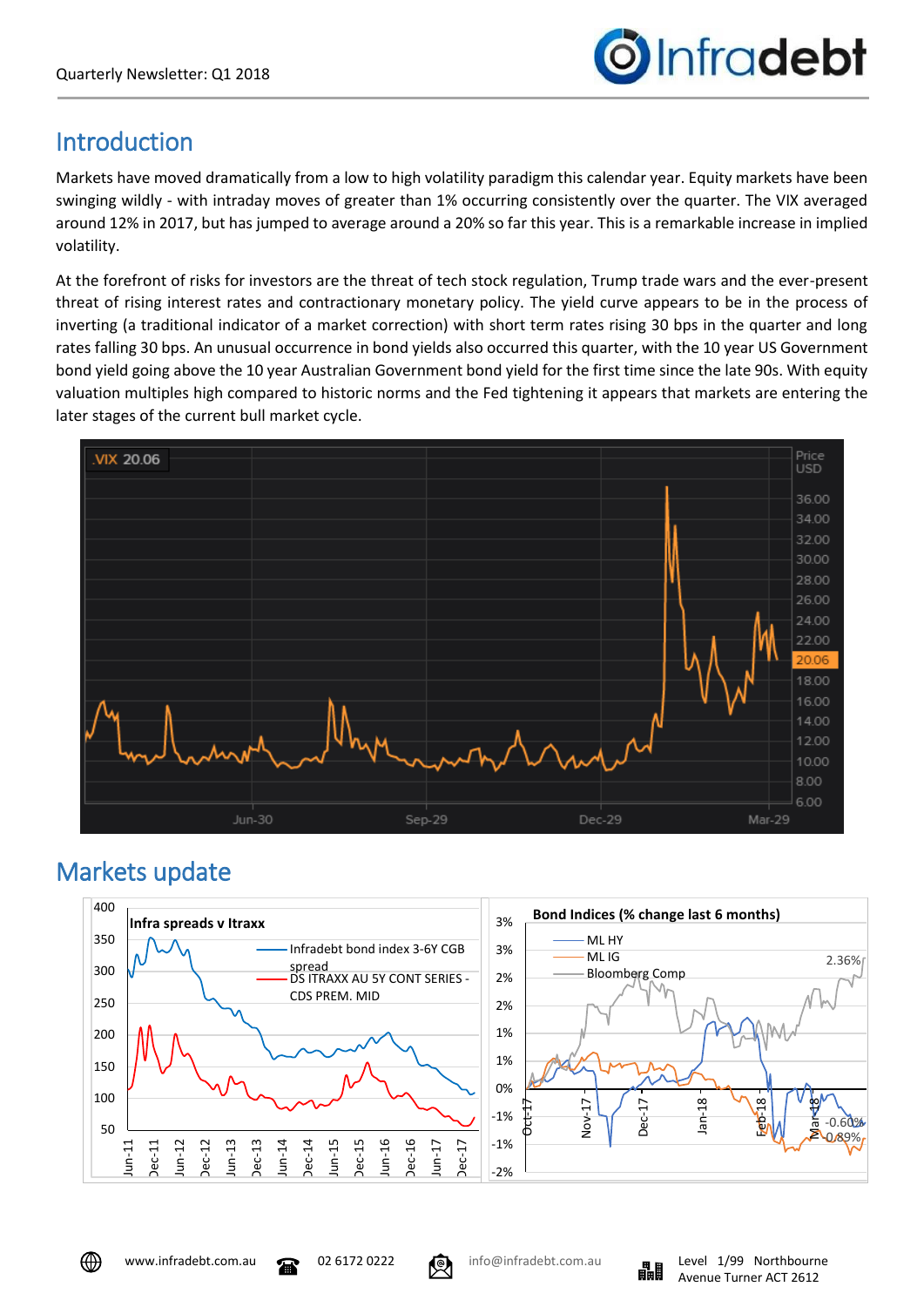# Introduction

Markets have moved dramatically from a low to high volatility paradigm this calendar year. Equity markets have been swinging wildly - with intraday moves of greater than 1% occurring consistently over the quarter. The VIX averaged around 12% in 2017, but has jumped to average around a 20% so far this year. This is a remarkable increase in implied volatility.

At the forefront of risks for investors are the threat of tech stock regulation, Trump trade wars and the ever-present threat of rising interest rates and contractionary monetary policy. The yield curve appears to be in the process of inverting (a traditional indicator of a market correction) with short term rates rising 30 bps in the quarter and long rates falling 30 bps. An unusual occurrence in bond yields also occurred this quarter, with the 10 year US Government bond yield going above the 10 year Australian Government bond yield for the first time since the late 90s. With equity valuation multiples high compared to historic norms and the Fed tightening it appears that markets are entering the later stages of the current bull market cycle.

# Markets update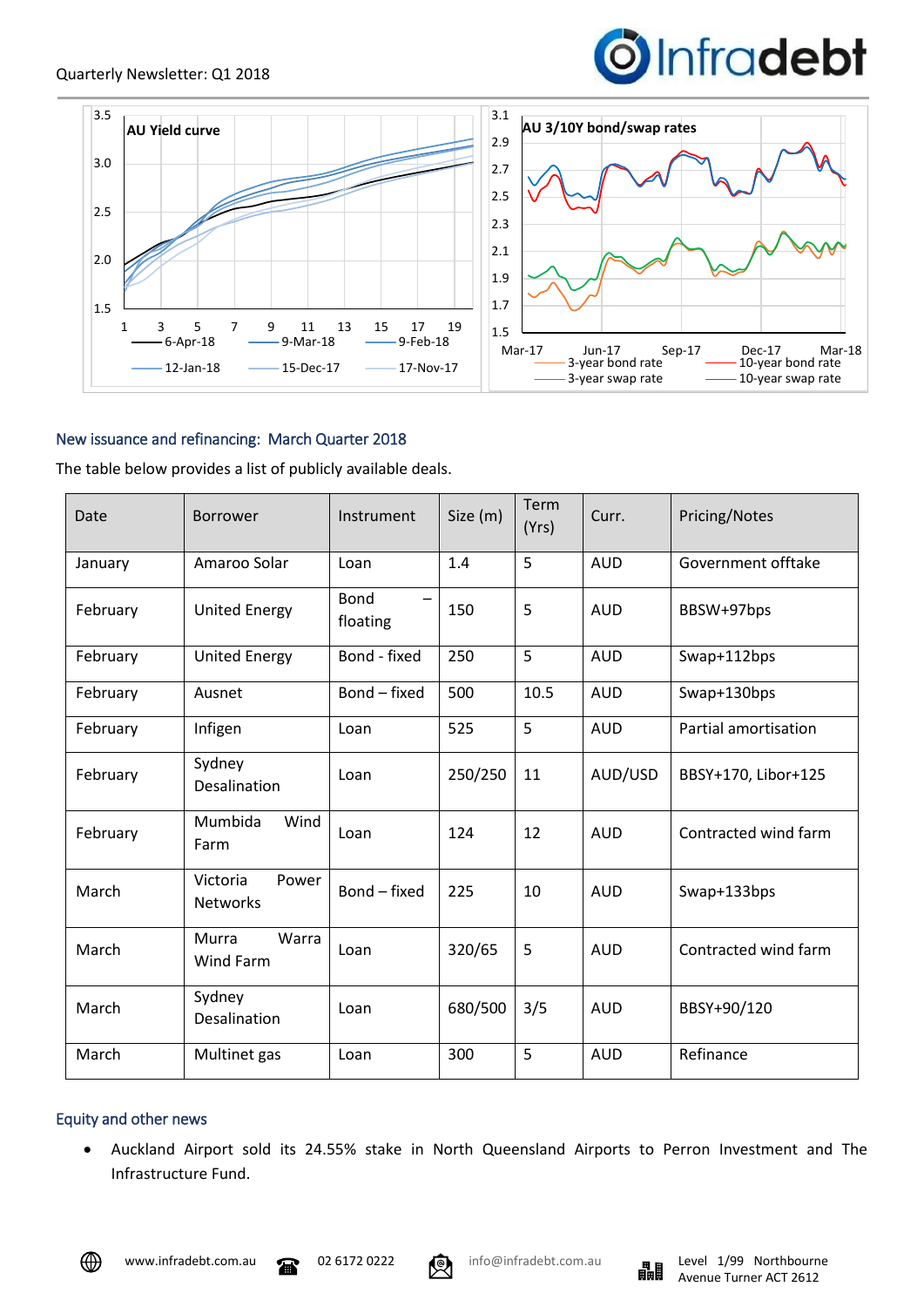## New issuance and refinancing: March Quarter 2018

The table below provides a list of publicly available deals.

| Date | Borrower | Instrument | Size (m) | Term (Yrs) | Curr. | Pricing/Notes |
|---|---|---|---|---|---|---|
| January | Amaroo Solar | Loan | 1.4 | 5 | AUD | Government offtake |
| February | United Energy | Bond – floating | 150 | 5 | AUD | BBSW+97bps |
| February | United Energy | Bond - fixed | 250 | 5 | AUD | Swap+112bps |
| February | Ausnet | Bond – fixed | 500 | 10.5 | AUD | Swap+130bps |
| February | Infigen | Loan | 525 | 5 | AUD | Partial amortisation |
| February | Sydney Desalination | Loan | 250/250 | 11 | AUD/USD | BBSY+170, Libor+125 |
| February | Mumbida Wind Farm | Loan | 124 | 12 | AUD | Contracted wind farm |
| March | Victoria Power Networks | Bond – fixed | 225 | 10 | AUD | Swap+133bps |
| March | Murra Warra Wind Farm | Loan | 320/65 | 5 | AUD | Contracted wind farm |
| March | Sydney Desalination | Loan | 680/500 | 3/5 | AUD | BBSY+90/120 |
| March | Multinet gas | Loan | 300 | 5 | AUD | Refinance |

## Equity and other news

- Auckland Airport sold its 24.55% stake in North Queensland Airports to Perron Investment and The Infrastructure Fund.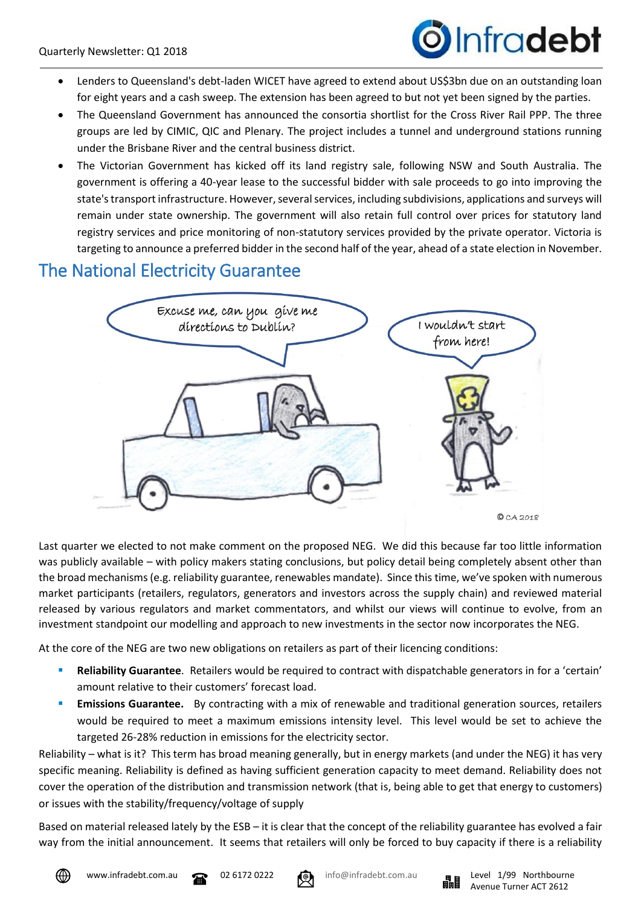- Lenders to Queensland's debt-laden WICET have agreed to extend about US$3bn due on an outstanding loan for eight years and a cash sweep. The extension has been agreed to but not yet been signed by the parties.
- The Queensland Government has announced the consortia shortlist for the Cross River Rail PPP. The three groups are led by CIMIC, QIC and Plenary. The project includes a tunnel and underground stations running under the Brisbane River and the central business district.
- The Victorian Government has kicked off its land registry sale, following NSW and South Australia. The government is offering a 40-year lease to the successful bidder with sale proceeds to go into improving the state's transport infrastructure. However, several services, including subdivisions, applications and surveys will remain under state ownership. The government will also retain full control over prices for statutory land registry services and price monitoring of non-statutory services provided by the private operator. Victoria is targeting to announce a preferred bidder in the second half of the year, ahead of a state election in November.

## The National Electricity Guarantee

Last quarter we elected to not make comment on the proposed NEG. We did this because far too little information was publicly available – with policy makers stating conclusions, but policy detail being completely absent other than the broad mechanisms (e.g. reliability guarantee, renewables mandate). Since this time, we've spoken with numerous market participants (retailers, regulators, generators and investors across the supply chain) and reviewed material released by various regulators and market commentators, and whilst our views will continue to evolve, from an investment standpoint our modelling and approach to new investments in the sector now incorporates the NEG.

At the core of the NEG are two new obligations on retailers as part of their licencing conditions:

- **Reliability Guarantee**. Retailers would be required to contract with dispatchable generators in for a 'certain' amount relative to their customers' forecast load.
- **Emissions Guarantee.** By contracting with a mix of renewable and traditional generation sources, retailers would be required to meet a maximum emissions intensity level. This level would be set to achieve the targeted 26-28% reduction in emissions for the electricity sector.

Reliability – what is it? This term has broad meaning generally, but in energy markets (and under the NEG) it has very specific meaning. Reliability is defined as having sufficient generation capacity to meet demand. Reliability does not cover the operation of the distribution and transmission network (that is, being able to get that energy to customers) or issues with the stability/frequency/voltage of supply

Based on material released lately by the ESB – it is clear that the concept of the reliability guarantee has evolved a fair way from the initial announcement. It seems that retailers will only be forced to buy capacity if there is a reliability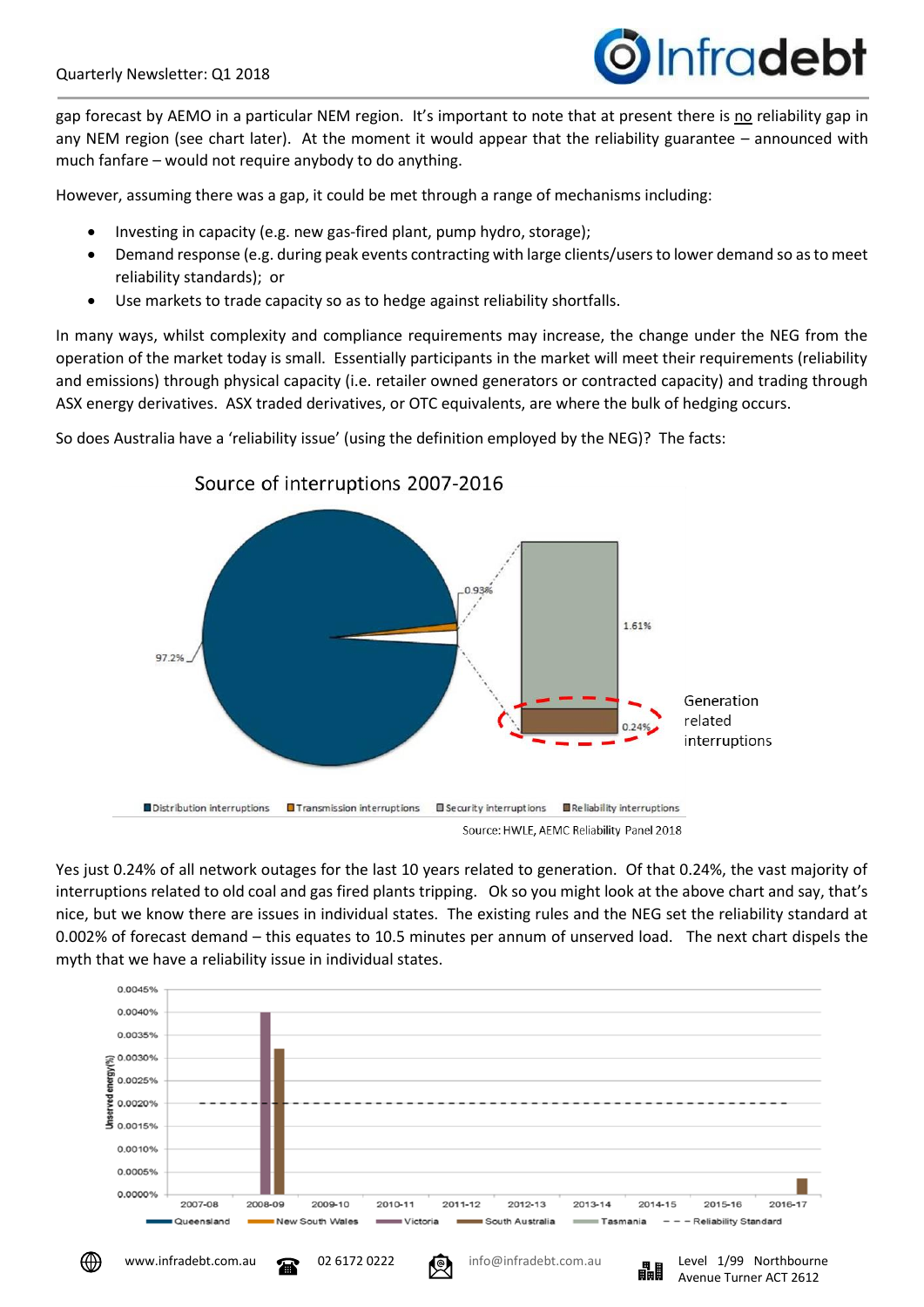gap forecast by AEMO in a particular NEM region. It's important to note that at present there is no reliability gap in any NEM region (see chart later). At the moment it would appear that the reliability guarantee – announced with much fanfare – would not require anybody to do anything.

However, assuming there was a gap, it could be met through a range of mechanisms including:

- Investing in capacity (e.g. new gas-fired plant, pump hydro, storage);
- Demand response (e.g. during peak events contracting with large clients/users to lower demand so as to meet reliability standards); or
- Use markets to trade capacity so as to hedge against reliability shortfalls.

In many ways, whilst complexity and compliance requirements may increase, the change under the NEG from the operation of the market today is small. Essentially participants in the market will meet their requirements (reliability and emissions) through physical capacity (i.e. retailer owned generators or contracted capacity) and trading through ASX energy derivatives. ASX traded derivatives, or OTC equivalents, are where the bulk of hedging occurs.

So does Australia have a 'reliability issue' (using the definition employed by the NEG)? The facts:

**Source of interruptions 2007-2016**

Distribution interruptions 97.2%; Transmission interruptions 0.93%; Security interruptions 1.61%; Reliability interruptions 0.24% (Generation related interruptions)

Source: HWLE, AEMC Reliability Panel 2018

Yes just 0.24% of all network outages for the last 10 years related to generation. Of that 0.24%, the vast majority of interruptions related to old coal and gas fired plants tripping. Ok so you might look at the above chart and say, that's nice, but we know there are issues in individual states. The existing rules and the NEG set the reliability standard at 0.002% of forecast demand – this equates to 10.5 minutes per annum of unserved load. The next chart dispels the myth that we have a reliability issue in individual states.

Unserved energy (%) by region, 2007-08 to 2016-17 (Queensland, New South Wales, Victoria, South Australia, Tasmania, Reliability Standard 0.0020%): 2008-09 Victoria 0.0040%, South Australia ~0.0032%; 2016-17 South Australia ~0.0003%.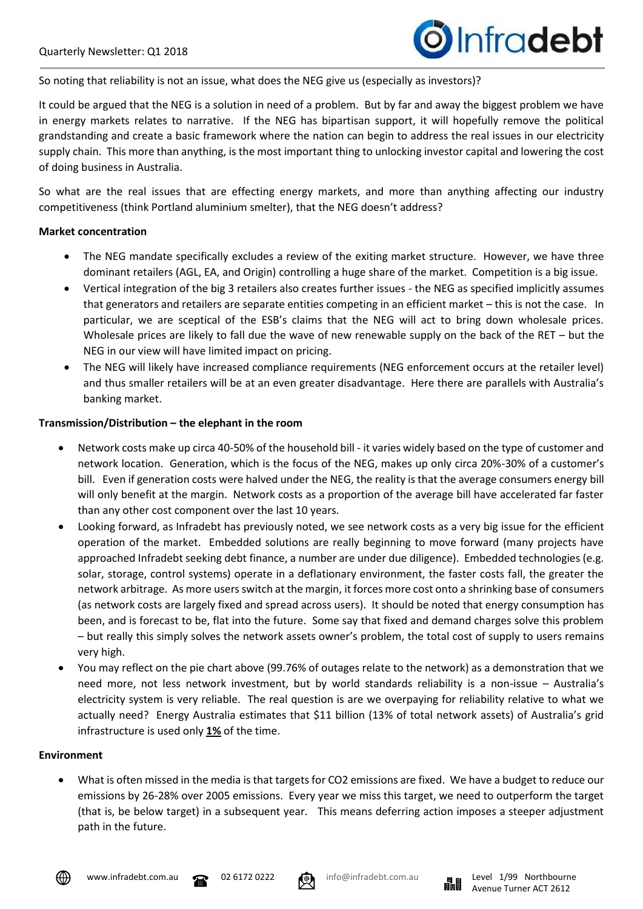So noting that reliability is not an issue, what does the NEG give us (especially as investors)?

It could be argued that the NEG is a solution in need of a problem. But by far and away the biggest problem we have in energy markets relates to narrative. If the NEG has bipartisan support, it will hopefully remove the political grandstanding and create a basic framework where the nation can begin to address the real issues in our electricity supply chain. This more than anything, is the most important thing to unlocking investor capital and lowering the cost of doing business in Australia.

So what are the real issues that are effecting energy markets, and more than anything affecting our industry competitiveness (think Portland aluminium smelter), that the NEG doesn't address?

**Market concentration**

- The NEG mandate specifically excludes a review of the exiting market structure. However, we have three dominant retailers (AGL, EA, and Origin) controlling a huge share of the market. Competition is a big issue.
- Vertical integration of the big 3 retailers also creates further issues - the NEG as specified implicitly assumes that generators and retailers are separate entities competing in an efficient market – this is not the case. In particular, we are sceptical of the ESB's claims that the NEG will act to bring down wholesale prices. Wholesale prices are likely to fall due the wave of new renewable supply on the back of the RET – but the NEG in our view will have limited impact on pricing.
- The NEG will likely have increased compliance requirements (NEG enforcement occurs at the retailer level) and thus smaller retailers will be at an even greater disadvantage. Here there are parallels with Australia's banking market.

**Transmission/Distribution – the elephant in the room**

- Network costs make up circa 40-50% of the household bill - it varies widely based on the type of customer and network location. Generation, which is the focus of the NEG, makes up only circa 20%-30% of a customer's bill. Even if generation costs were halved under the NEG, the reality is that the average consumers energy bill will only benefit at the margin. Network costs as a proportion of the average bill have accelerated far faster than any other cost component over the last 10 years.
- Looking forward, as Infradebt has previously noted, we see network costs as a very big issue for the efficient operation of the market. Embedded solutions are really beginning to move forward (many projects have approached Infradebt seeking debt finance, a number are under due diligence). Embedded technologies (e.g. solar, storage, control systems) operate in a deflationary environment, the faster costs fall, the greater the network arbitrage. As more users switch at the margin, it forces more cost onto a shrinking base of consumers (as network costs are largely fixed and spread across users). It should be noted that energy consumption has been, and is forecast to be, flat into the future. Some say that fixed and demand charges solve this problem – but really this simply solves the network assets owner's problem, the total cost of supply to users remains very high.
- You may reflect on the pie chart above (99.76% of outages relate to the network) as a demonstration that we need more, not less network investment, but by world standards reliability is a non-issue – Australia's electricity system is very reliable. The real question is are we overpaying for reliability relative to what we actually need? Energy Australia estimates that $11 billion (13% of total network assets) of Australia's grid infrastructure is used only **<u>1%</u>** of the time.

**Environment**

- What is often missed in the media is that targets for $CO_2$ emissions are fixed. We have a budget to reduce our emissions by 26-28% over 2005 emissions. Every year we miss this target, we need to outperform the target (that is, be below target) in a subsequent year. This means deferring action imposes a steeper adjustment path in the future.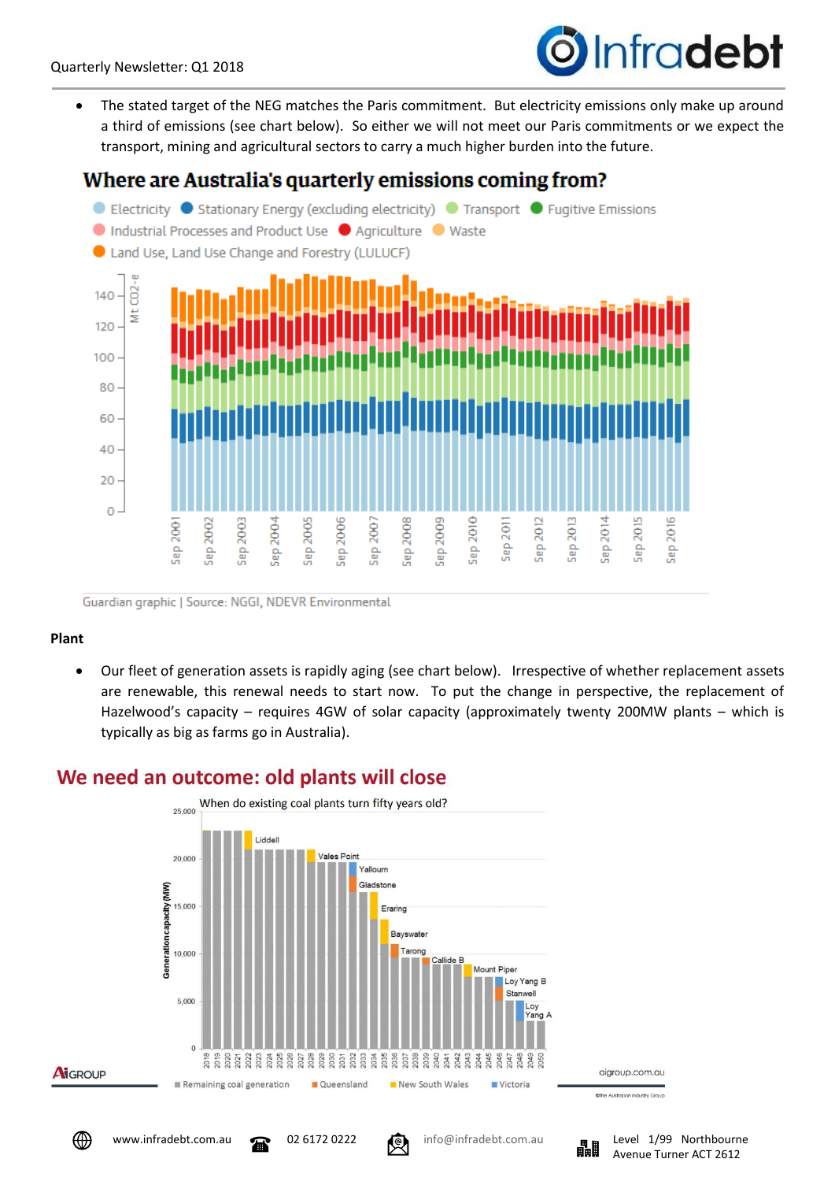- The stated target of the NEG matches the Paris commitment. But electricity emissions only make up around a third of emissions (see chart below). So either we will not meet our Paris commitments or we expect the transport, mining and agricultural sectors to carry a much higher burden into the future.

**Where are Australia's quarterly emissions coming from?**

Guardian graphic | Source: NGGI, NDEVR Environmental

**Plant**

- Our fleet of generation assets is rapidly aging (see chart below). Irrespective of whether replacement assets are renewable, this renewal needs to start now. To put the change in perspective, the replacement of Hazelwood's capacity – requires 4GW of solar capacity (approximately twenty 200MW plants – which is typically as big as farms go in Australia).

## We need an outcome: old plants will close

When do existing coal plants turn fifty years old?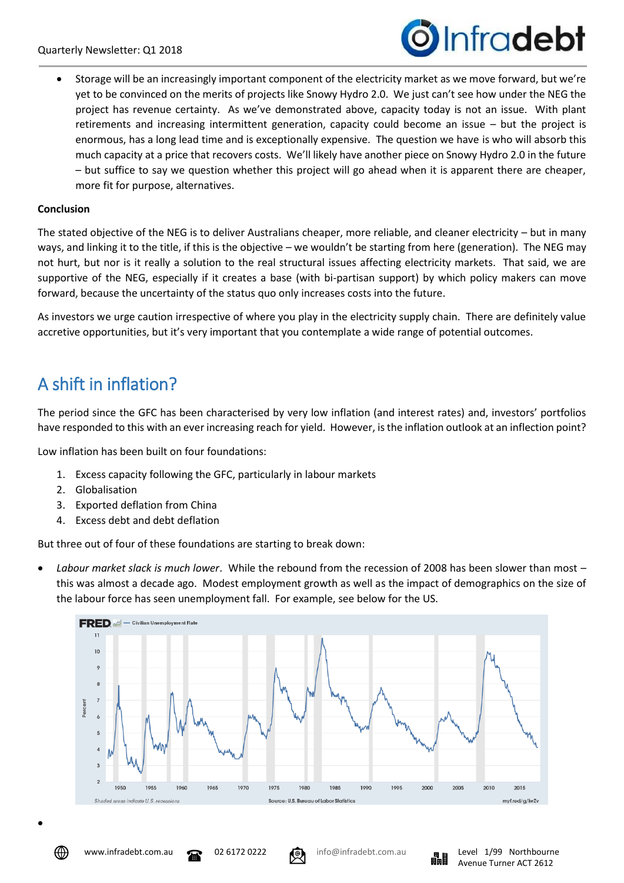- Storage will be an increasingly important component of the electricity market as we move forward, but we're yet to be convinced on the merits of projects like Snowy Hydro 2.0. We just can't see how under the NEG the project has revenue certainty. As we've demonstrated above, capacity today is not an issue. With plant retirements and increasing intermittent generation, capacity could become an issue – but the project is enormous, has a long lead time and is exceptionally expensive. The question we have is who will absorb this much capacity at a price that recovers costs. We'll likely have another piece on Snowy Hydro 2.0 in the future – but suffice to say we question whether this project will go ahead when it is apparent there are cheaper, more fit for purpose, alternatives.

**Conclusion**

The stated objective of the NEG is to deliver Australians cheaper, more reliable, and cleaner electricity – but in many ways, and linking it to the title, if this is the objective – we wouldn't be starting from here (generation). The NEG may not hurt, but nor is it really a solution to the real structural issues affecting electricity markets. That said, we are supportive of the NEG, especially if it creates a base (with bi-partisan support) by which policy makers can move forward, because the uncertainty of the status quo only increases costs into the future.

As investors we urge caution irrespective of where you play in the electricity supply chain. There are definitely value accretive opportunities, but it's very important that you contemplate a wide range of potential outcomes.

## A shift in inflation?

The period since the GFC has been characterised by very low inflation (and interest rates) and, investors' portfolios have responded to this with an ever increasing reach for yield. However, is the inflation outlook at an inflection point?

Low inflation has been built on four foundations:

1. Excess capacity following the GFC, particularly in labour markets
2. Globalisation
3. Exported deflation from China
4. Excess debt and debt deflation

But three out of four of these foundations are starting to break down:

- *Labour market slack is much lower*. While the rebound from the recession of 2008 has been slower than most – this was almost a decade ago. Modest employment growth as well as the impact of demographics on the size of the labour force has seen unemployment fall. For example, see below for the US.

FRED — Civilian Unemployment Rate

Shaded areas indicate U.S. recessions. Source: U.S. Bureau of Labor Statistics. myf.red/g/iwZv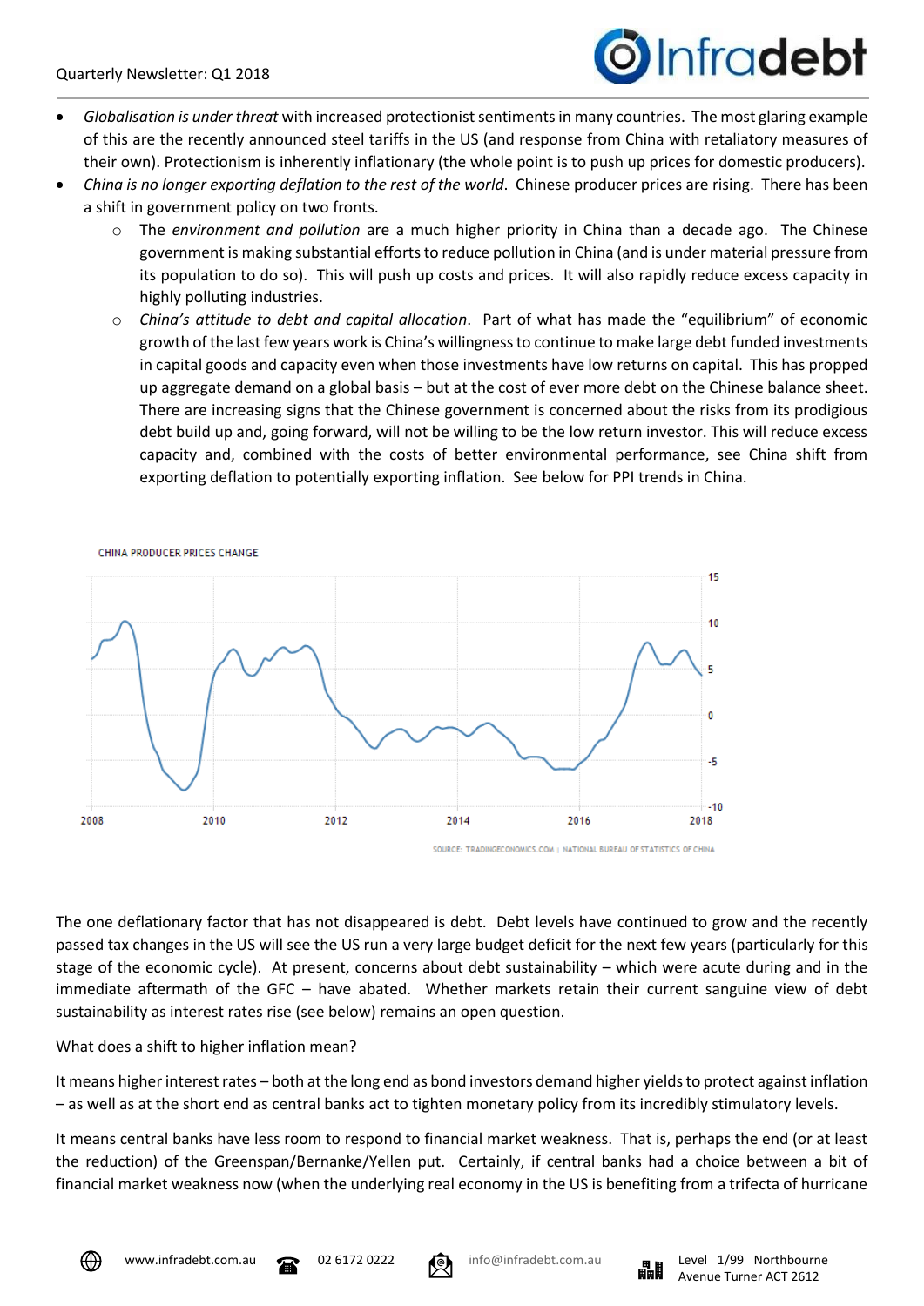- *Globalisation is under threat* with increased protectionist sentiments in many countries. The most glaring example of this are the recently announced steel tariffs in the US (and response from China with retaliatory measures of their own). Protectionism is inherently inflationary (the whole point is to push up prices for domestic producers).
- *China is no longer exporting deflation to the rest of the world*. Chinese producer prices are rising. There has been a shift in government policy on two fronts.
    - The *environment and pollution* are a much higher priority in China than a decade ago. The Chinese government is making substantial efforts to reduce pollution in China (and is under material pressure from its population to do so). This will push up costs and prices. It will also rapidly reduce excess capacity in highly polluting industries.
    - *China's attitude to debt and capital allocation*. Part of what has made the "equilibrium" of economic growth of the last few years work is China's willingness to continue to make large debt funded investments in capital goods and capacity even when those investments have low returns on capital. This has propped up aggregate demand on a global basis – but at the cost of ever more debt on the Chinese balance sheet. There are increasing signs that the Chinese government is concerned about the risks from its prodigious debt build up and, going forward, will not be willing to be the low return investor. This will reduce excess capacity and, combined with the costs of better environmental performance, see China shift from exporting deflation to potentially exporting inflation. See below for PPI trends in China.

CHINA PRODUCER PRICES CHANGE

SOURCE: TRADINGECONOMICS.COM | NATIONAL BUREAU OF STATISTICS OF CHINA

The one deflationary factor that has not disappeared is debt. Debt levels have continued to grow and the recently passed tax changes in the US will see the US run a very large budget deficit for the next few years (particularly for this stage of the economic cycle). At present, concerns about debt sustainability – which were acute during and in the immediate aftermath of the GFC – have abated. Whether markets retain their current sanguine view of debt sustainability as interest rates rise (see below) remains an open question.

What does a shift to higher inflation mean?

It means higher interest rates – both at the long end as bond investors demand higher yields to protect against inflation – as well as at the short end as central banks act to tighten monetary policy from its incredibly stimulatory levels.

It means central banks have less room to respond to financial market weakness. That is, perhaps the end (or at least the reduction) of the Greenspan/Bernanke/Yellen put. Certainly, if central banks had a choice between a bit of financial market weakness now (when the underlying real economy in the US is benefiting from a trifecta of hurricane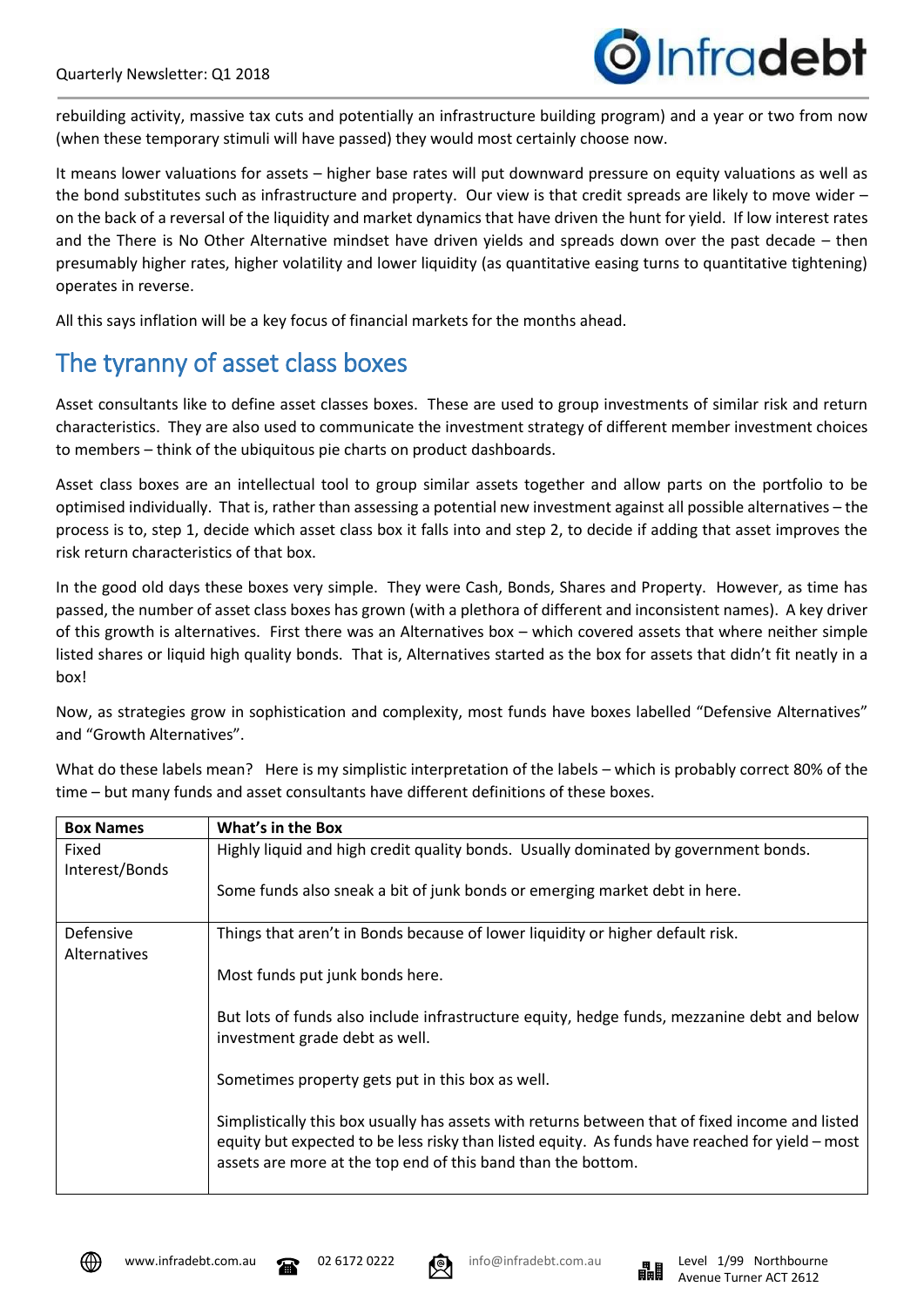rebuilding activity, massive tax cuts and potentially an infrastructure building program) and a year or two from now (when these temporary stimuli will have passed) they would most certainly choose now.

It means lower valuations for assets – higher base rates will put downward pressure on equity valuations as well as the bond substitutes such as infrastructure and property. Our view is that credit spreads are likely to move wider – on the back of a reversal of the liquidity and market dynamics that have driven the hunt for yield. If low interest rates and the There is No Other Alternative mindset have driven yields and spreads down over the past decade – then presumably higher rates, higher volatility and lower liquidity (as quantitative easing turns to quantitative tightening) operates in reverse.

All this says inflation will be a key focus of financial markets for the months ahead.

## The tyranny of asset class boxes

Asset consultants like to define asset classes boxes. These are used to group investments of similar risk and return characteristics. They are also used to communicate the investment strategy of different member investment choices to members – think of the ubiquitous pie charts on product dashboards.

Asset class boxes are an intellectual tool to group similar assets together and allow parts on the portfolio to be optimised individually. That is, rather than assessing a potential new investment against all possible alternatives – the process is to, step 1, decide which asset class box it falls into and step 2, to decide if adding that asset improves the risk return characteristics of that box.

In the good old days these boxes very simple. They were Cash, Bonds, Shares and Property. However, as time has passed, the number of asset class boxes has grown (with a plethora of different and inconsistent names). A key driver of this growth is alternatives. First there was an Alternatives box – which covered assets that where neither simple listed shares or liquid high quality bonds. That is, Alternatives started as the box for assets that didn't fit neatly in a box!

Now, as strategies grow in sophistication and complexity, most funds have boxes labelled "Defensive Alternatives" and "Growth Alternatives".

What do these labels mean? Here is my simplistic interpretation of the labels – which is probably correct 80% of the time – but many funds and asset consultants have different definitions of these boxes.

| Box Names | What's in the Box |
|---|---|
| Fixed Interest/Bonds | Highly liquid and high credit quality bonds. Usually dominated by government bonds.<br><br>Some funds also sneak a bit of junk bonds or emerging market debt in here. |
| Defensive Alternatives | Things that aren't in Bonds because of lower liquidity or higher default risk.<br><br>Most funds put junk bonds here.<br><br>But lots of funds also include infrastructure equity, hedge funds, mezzanine debt and below investment grade debt as well.<br><br>Sometimes property gets put in this box as well.<br><br>Simplistically this box usually has assets with returns between that of fixed income and listed equity but expected to be less risky than listed equity. As funds have reached for yield – most assets are more at the top end of this band than the bottom. |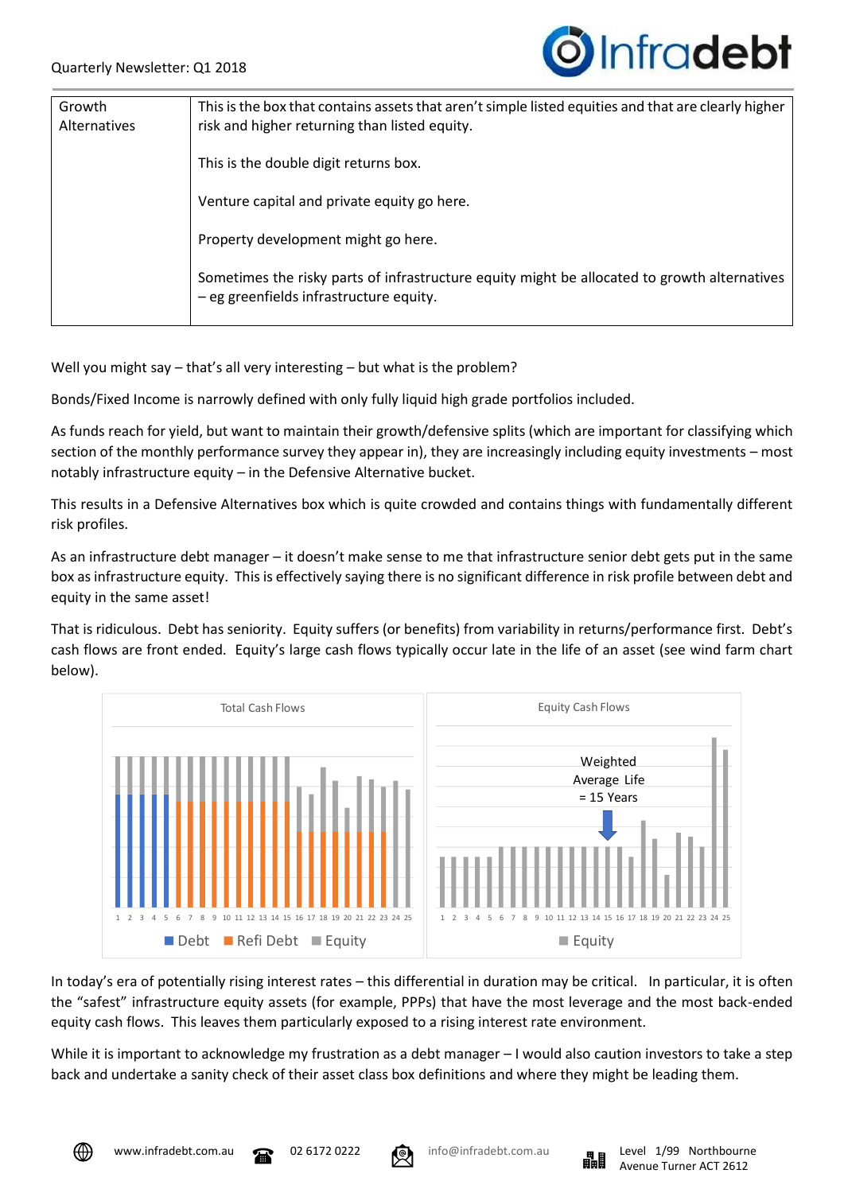| Growth Alternatives | This is the box that contains assets that aren't simple listed equities and that are clearly higher risk and higher returning than listed equity.<br><br>This is the double digit returns box.<br><br>Venture capital and private equity go here.<br><br>Property development might go here.<br><br>Sometimes the risky parts of infrastructure equity might be allocated to growth alternatives – eg greenfields infrastructure equity. |
|---|---|

Well you might say – that's all very interesting – but what is the problem?

Bonds/Fixed Income is narrowly defined with only fully liquid high grade portfolios included.

As funds reach for yield, but want to maintain their growth/defensive splits (which are important for classifying which section of the monthly performance survey they appear in), they are increasingly including equity investments – most notably infrastructure equity – in the Defensive Alternative bucket.

This results in a Defensive Alternatives box which is quite crowded and contains things with fundamentally different risk profiles.

As an infrastructure debt manager – it doesn't make sense to me that infrastructure senior debt gets put in the same box as infrastructure equity. This is effectively saying there is no significant difference in risk profile between debt and equity in the same asset!

That is ridiculous. Debt has seniority. Equity suffers (or benefits) from variability in returns/performance first. Debt's cash flows are front ended. Equity's large cash flows typically occur late in the life of an asset (see wind farm chart below).

Total Cash Flows

Debt | Refi Debt | Equity

Equity Cash Flows

Weighted Average Life = 15 Years

Equity

In today's era of potentially rising interest rates – this differential in duration may be critical. In particular, it is often the "safest" infrastructure equity assets (for example, PPPs) that have the most leverage and the most back-ended equity cash flows. This leaves them particularly exposed to a rising interest rate environment.

While it is important to acknowledge my frustration as a debt manager – I would also caution investors to take a step back and undertake a sanity check of their asset class box definitions and where they might be leading them.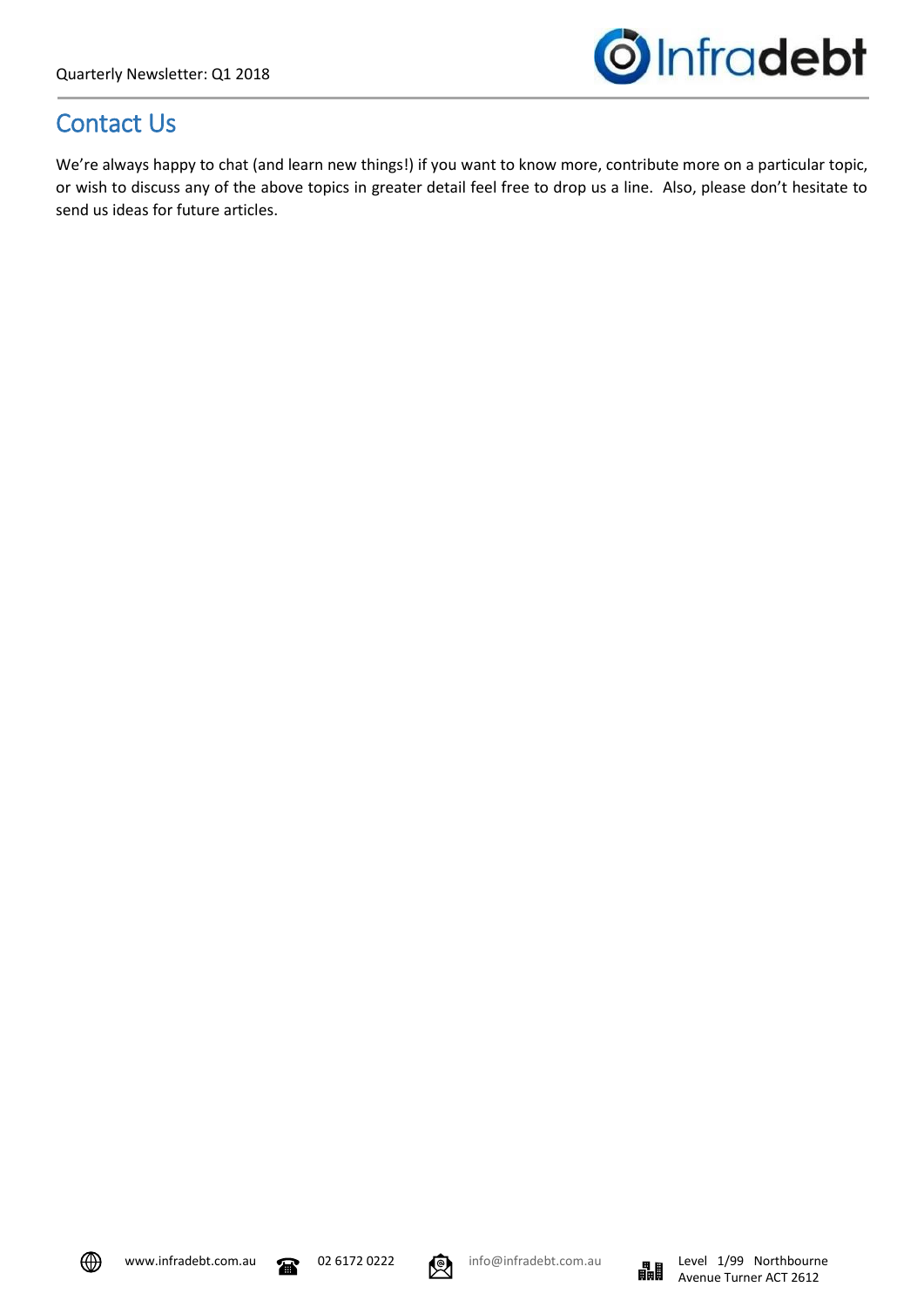## Contact Us

We're always happy to chat (and learn new things!) if you want to know more, contribute more on a particular topic, or wish to discuss any of the above topics in greater detail feel free to drop us a line. Also, please don't hesitate to send us ideas for future articles.

www.infradebt.com.au

02 6172 0222

info@infradebt.com.au

Level 1/99 Northbourne Avenue Turner ACT 2612